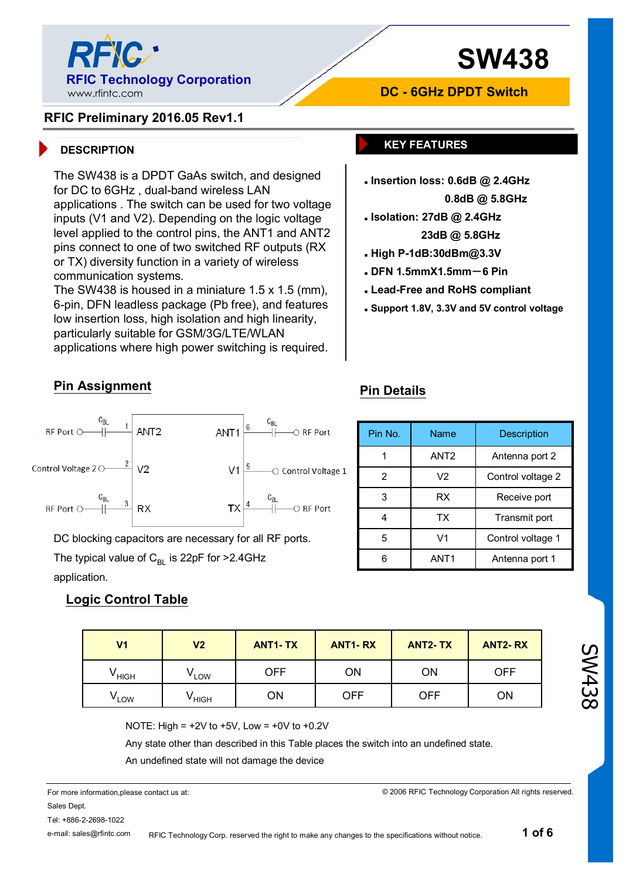# SW438

**RFIC Technology Corporation**
www.rfintc.com

**DC - 6GHz DPDT Switch**

**RFIC Preliminary 2016.05 Rev1.1**

## DESCRIPTION

The SW438 is a DPDT GaAs switch, and designed for DC to 6GHz , dual-band wireless LAN applications . The switch can be used for two voltage inputs (V1 and V2). Depending on the logic voltage level applied to the control pins, the ANT1 and ANT2 pins connect to one of two switched RF outputs (RX or TX) diversity function in a variety of wireless communication systems.

The SW438 is housed in a miniature 1.5 x 1.5 (mm), 6-pin, DFN leadless package (Pb free), and features low insertion loss, high isolation and high linearity, particularly suitable for GSM/3G/LTE/WLAN applications where high power switching is required.

## KEY FEATURES

- **Insertion loss: 0.6dB @ 2.4GHz**
  **0.8dB @ 5.8GHz**
- **Isolation: 27dB @ 2.4GHz**
  **23dB @ 5.8GHz**
- **High P-1dB:30dBm@3.3V**
- **DFN 1.5mmX1.5mm—6 Pin**
- **Lead-Free and RoHS compliant**
- **Support 1.8V, 3.3V and 5V control voltage**

## Pin Assignment

RF Port — $C_{BL}$ — 1 ANT2 | ANT1 6 — $C_{BL}$ — RF Port

Control Voltage 2 — 2 V2 | V1 5 — Control Voltage 1

RF Port — $C_{BL}$ — 3 RX | TX 4 — $C_{BL}$ — RF Port

DC blocking capacitors are necessary for all RF ports.

The typical value of $C_{BL}$ is 22pF for >2.4GHz application.

## Pin Details

| Pin No. | Name | Description |
|---|---|---|
| 1 | ANT2 | Antenna port 2 |
| 2 | V2 | Control voltage 2 |
| 3 | RX | Receive port |
| 4 | TX | Transmit port |
| 5 | V1 | Control voltage 1 |
| 6 | ANT1 | Antenna port 1 |

## Logic Control Table

| V1 | V2 | ANT1- TX | ANT1- RX | ANT2- TX | ANT2- RX |
|---|---|---|---|---|---|
| $V_{HIGH}$ | $V_{LOW}$ | OFF | ON | ON | OFF |
| $V_{LOW}$ | $V_{HIGH}$ | ON | OFF | OFF | ON |

NOTE: High = +2V to +5V, Low = +0V to +0.2V

Any state other than described in this Table places the switch into an undefined state.

An undefined state will not damage the device

For more information,please contact us at:
Sales Dept.
Tel: +886-2-2698-1022
e-mail: sales@rfintc.com

© 2006 RFIC Technology Corporation All rights reserved.

RFIC Technology Corp. reserved the right to make any changes to the specifications without notice.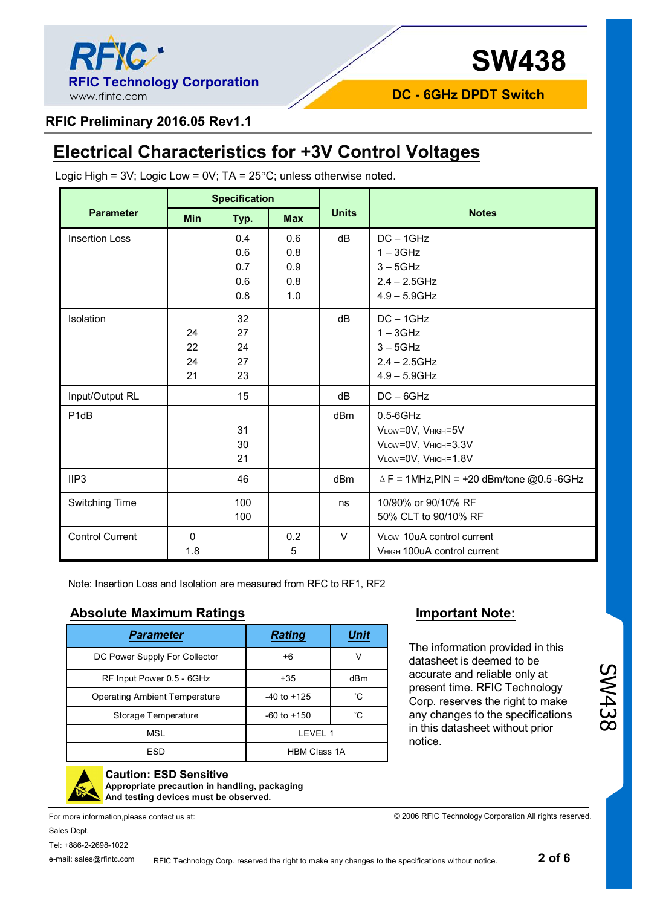## Electrical Characteristics for +3V Control Voltages

Logic High = 3V; Logic Low = 0V; TA = 25°C; unless otherwise noted.

| Parameter | Specification | | | Units | Notes |
|---|---|---|---|---|---|
| | Min | Typ. | Max | | |
| Insertion Loss | | 0.4<br>0.6<br>0.7<br>0.6<br>0.8 | 0.6<br>0.8<br>0.9<br>0.8<br>1.0 | dB | DC – 1GHz<br>1 – 3GHz<br>3 – 5GHz<br>2.4 – 2.5GHz<br>4.9 – 5.9GHz |
| Isolation | <br>24<br>22<br>24<br>21 | 32<br>27<br>24<br>27<br>23 | | dB | DC – 1GHz<br>1 – 3GHz<br>3 – 5GHz<br>2.4 – 2.5GHz<br>4.9 – 5.9GHz |
| Input/Output RL | | 15 | | dB | DC – 6GHz |
| P1dB | | <br>31<br>30<br>21 | | dBm | 0.5-6GHz<br>$V_{LOW}$=0V, $V_{HIGH}$=5V<br>$V_{LOW}$=0V, $V_{HIGH}$=3.3V<br>$V_{LOW}$=0V, $V_{HIGH}$=1.8V |
| IIP3 | | 46 | | dBm | ∆ F = 1MHz,PIN = +20 dBm/tone @0.5 -6GHz |
| Switching Time | | 100<br>100 | | ns | 10/90% or 90/10% RF<br>50% CLT to 90/10% RF |
| Control Current | 0<br>1.8 | | 0.2<br>5 | V | $V_{LOW}$ 10uA control current<br>$V_{HIGH}$ 100uA control current |

Note: Insertion Loss and Isolation are measured from RFC to RF1, RF2

### Absolute Maximum Ratings

| Parameter | Rating | Unit |
|---|---|---|
| DC Power Supply For Collector | +6 | V |
| RF Input Power 0.5 - 6GHz | +35 | dBm |
| Operating Ambient Temperature | -40 to +125 | ˚C |
| Storage Temperature | -60 to +150 | ˚C |
| MSL | LEVEL 1 | |
| ESD | HBM Class 1A | |

**Caution: ESD Sensitive**
**Appropriate precaution in handling, packaging**
**And testing devices must be observed.**

### Important Note:

The information provided in this datasheet is deemed to be accurate and reliable only at present time. RFIC Technology Corp. reserves the right to make any changes to the specifications in this datasheet without prior notice.

For more information,please contact us at:
Sales Dept.
Tel: +886-2-2698-1022
e-mail: sales@rfintc.com

© 2006 RFIC Technology Corporation All rights reserved.

RFIC Technology Corp. reserved the right to make any changes to the specifications without notice.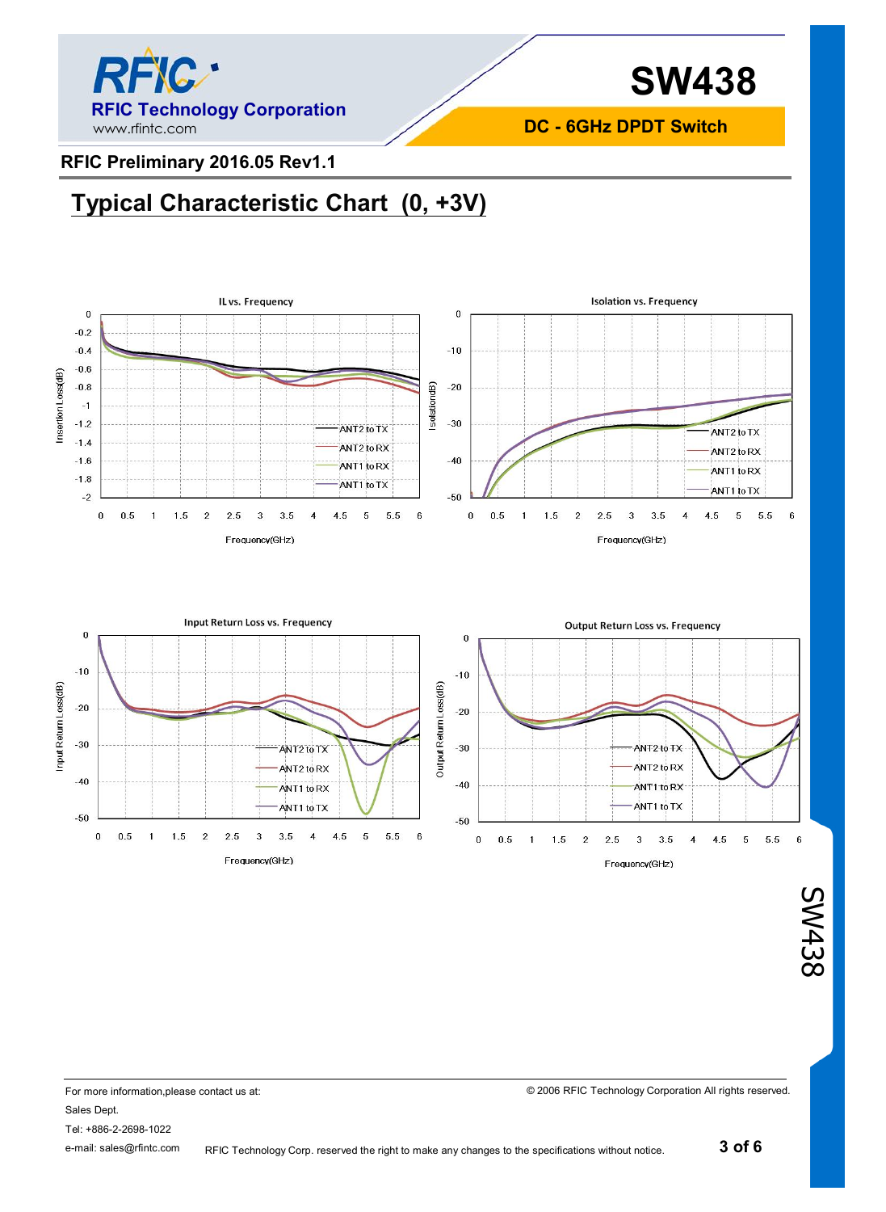RFIC Preliminary 2016.05 Rev1.1

## Typical Characteristic Chart (0, +3V)

IL vs. Frequency

Insertion Loss(dB)

Frequency(GHz)

ANT2 to TX
ANT2 to RX
ANT1 to RX
ANT1 to TX

Isolation vs. Frequency

Isolation(dB)

Frequency(GHz)

ANT2 to TX
ANT2 to RX
ANT1 to RX
ANT1 to TX

Input Return Loss vs. Frequency

Input Return Loss(dB)

Frequency(GHz)

ANT2 to TX
ANT2 to RX
ANT1 to RX
ANT1 to TX

Output Return Loss vs. Frequency

Output Return Loss(dB)

Frequency(GHz)

ANT2 to TX
ANT2 to RX
ANT1 to RX
ANT1 to TX

For more information,please contact us at:
Sales Dept.
Tel: +886-2-2698-1022
e-mail: sales@rfintc.com

© 2006 RFIC Technology Corporation All rights reserved.

RFIC Technology Corp. reserved the right to make any changes to the specifications without notice.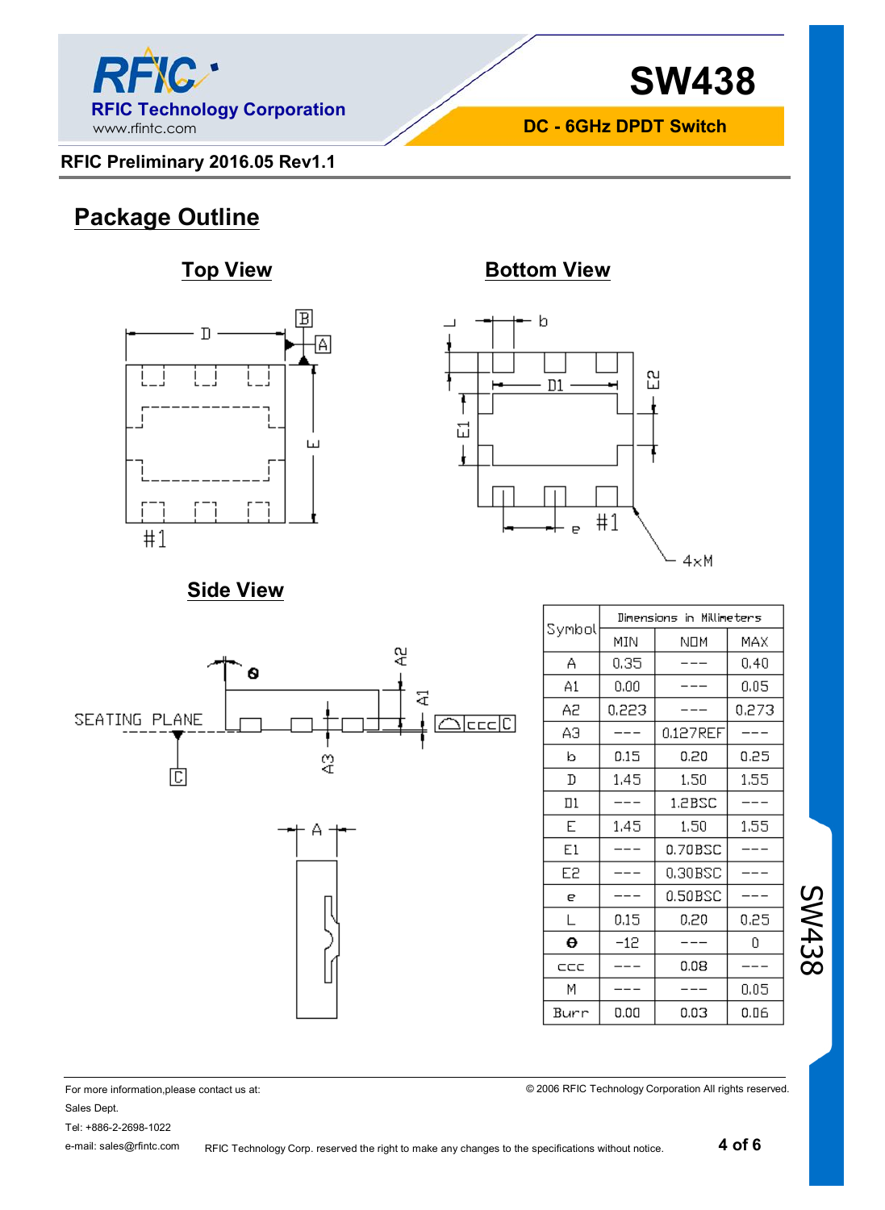RFIC Preliminary 2016.05 Rev1.1

## Package Outline

### Top View

### Bottom View

### Side View

| Symbol | Dimensions in Millimeters | | |
|---|---|---|---|
| | MIN | NOM | MAX |
| A | 0.35 | --- | 0.40 |
| A1 | 0.00 | --- | 0.05 |
| A2 | 0.223 | --- | 0.273 |
| A3 | --- | 0.127REF | --- |
| b | 0.15 | 0.20 | 0.25 |
| D | 1.45 | 1.50 | 1.55 |
| D1 | --- | 1.2BSC | --- |
| E | 1.45 | 1.50 | 1.55 |
| E1 | --- | 0.70BSC | --- |
| E2 | --- | 0.30BSC | --- |
| e | --- | 0.50BSC | --- |
| L | 0.15 | 0.20 | 0.25 |
| θ | -12 | --- | 0 |
| ccc | --- | 0.08 | --- |
| M | --- | --- | 0.05 |
| Burr | 0.00 | 0.03 | 0.06 |

For more information,please contact us at:
Sales Dept.
Tel: +886-2-2698-1022
e-mail: sales@rfintc.com

© 2006 RFIC Technology Corporation All rights reserved.

RFIC Technology Corp. reserved the right to make any changes to the specifications without notice.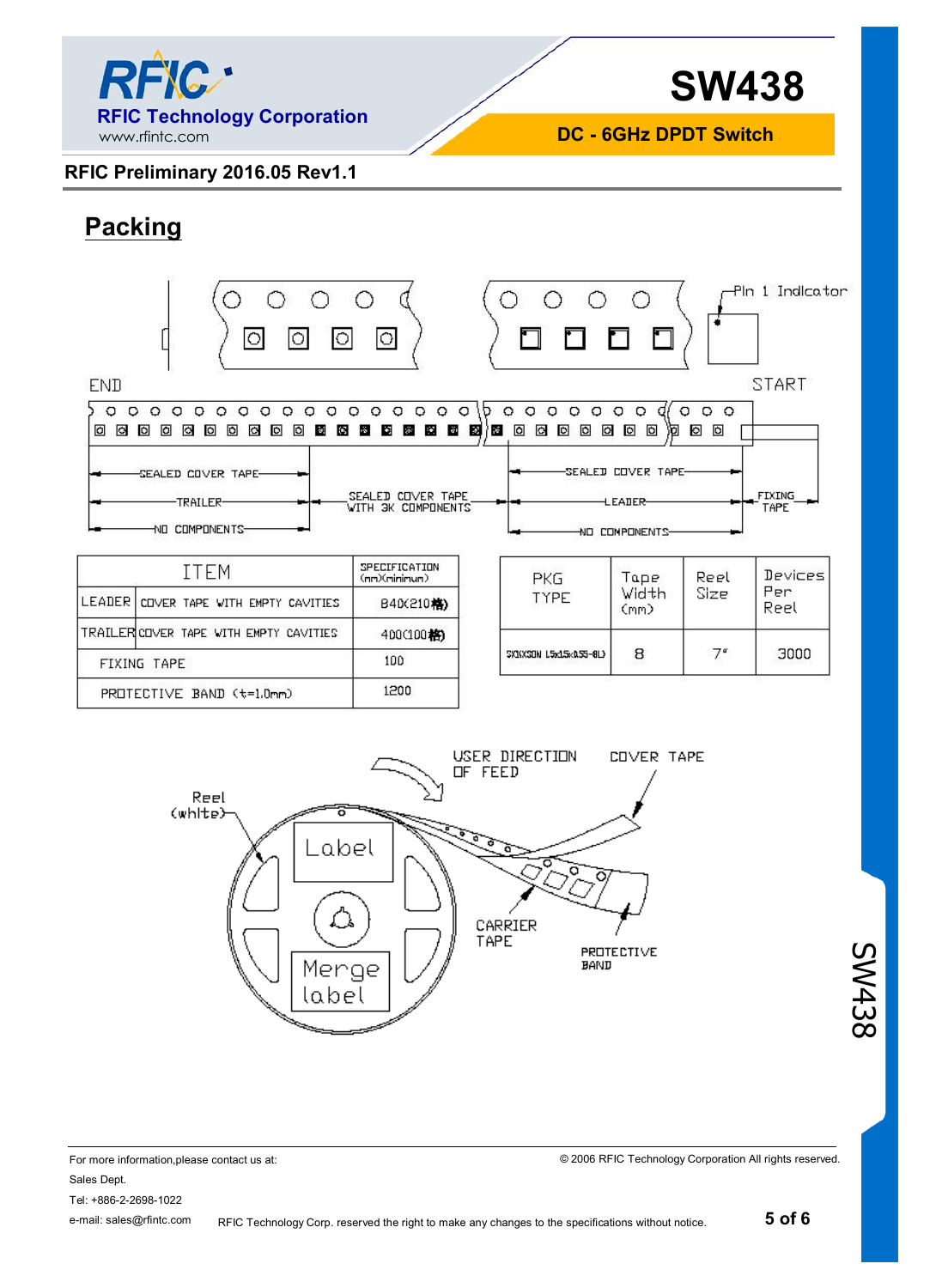## Packing

| ITEM | | SPECIFICATION (mm)(minimum) |
|---|---|---|
| LEADER | COVER TAPE WITH EMPTY CAVITIES | 840(210格) |
| TRAILER | COVER TAPE WITH EMPTY CAVITIES | 400(100格) |
| FIXING TAPE | | 100 |
| PROTECTIVE BAND (t=1.0mm) | | 1200 |

| PKG TYPE | Tape Width (mm) | Reel Size | Devices Per Reel |
|---|---|---|---|
| SIXXSON L5x15x055-8L | 8 | 7" | 3000 |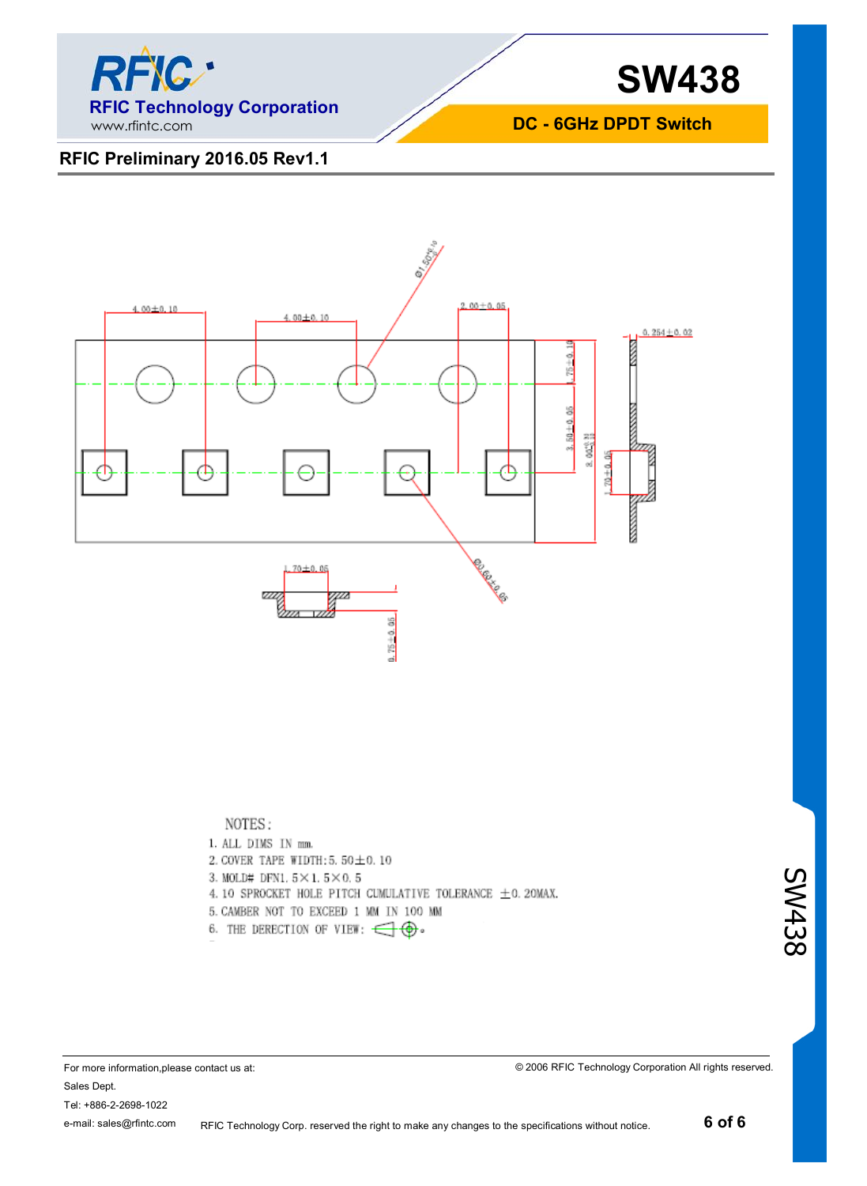RFIC Preliminary 2016.05 Rev1.1

4.00±0.10

4.00±0.10

2.00±0.05

Ø1.50

0.254±0.02

1.75±0.10

3.50±0.05

8.00

1.70±0.05

1.70±0.05

Ø0.60±0.05

0.75±0.05

NOTES:

1. ALL DIMS IN mm.
2. COVER TAPE WIDTH:5.50±0.10
3. MOLD# DFN1.5×1.5×0.5
4. 10 SPROCKET HOLE PITCH CUMULATIVE TOLERANCE ±0.20MAX.
5. CAMBER NOT TO EXCEED 1 MM IN 100 MM
6. THE DERECTION OF VIEW:

For more information,please contact us at:
Sales Dept.
Tel: +886-2-2698-1022
e-mail: sales@rfintc.com

© 2006 RFIC Technology Corporation All rights reserved.

RFIC Technology Corp. reserved the right to make any changes to the specifications without notice.